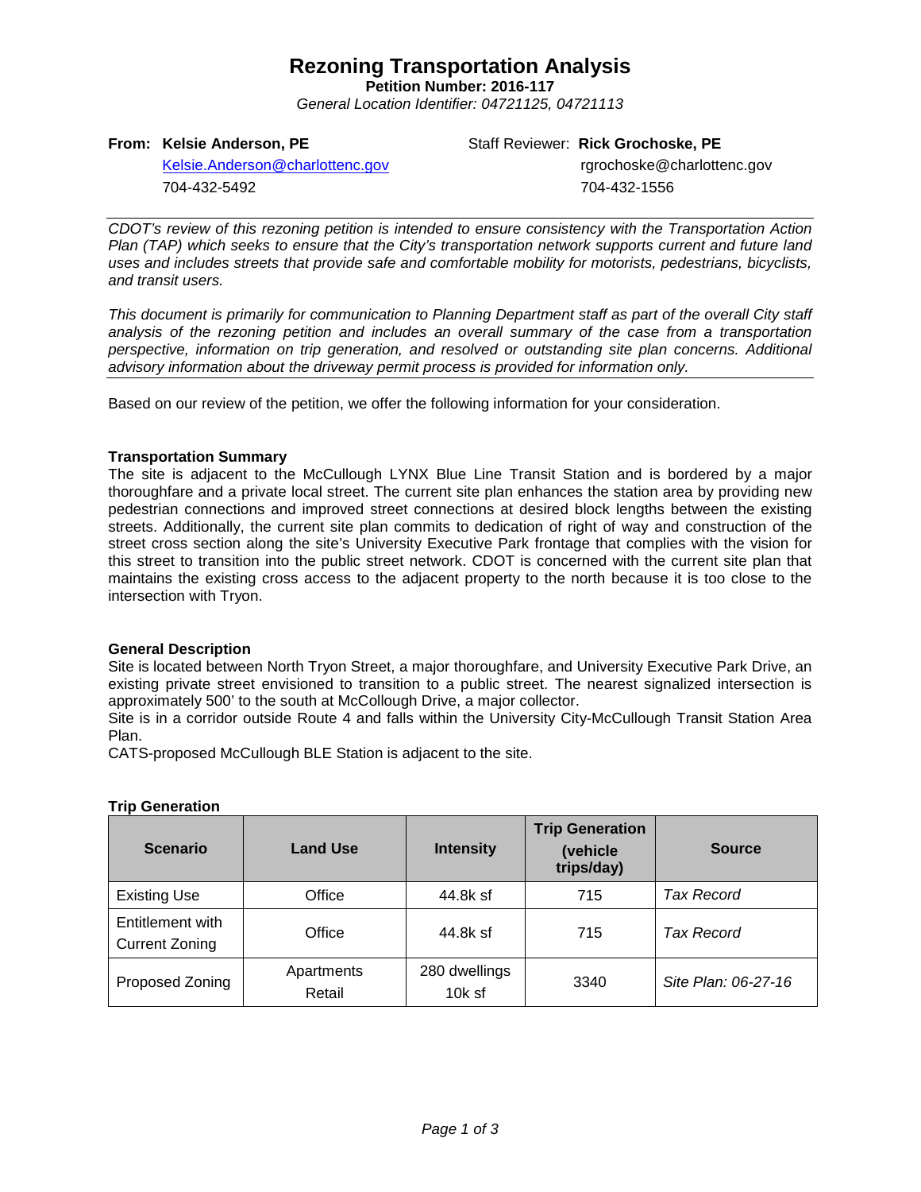# Rezoning Transportation Analysis

**Petition Number: 2016-117**

*General Location Identifier: 04721125, 04721113*

**From: Kelsie Anderson, PE**
Kelsie.Anderson@charlottenc.gov
704-432-5492

Staff Reviewer: **Rick Grochoske, PE**
rgrochoske@charlottenc.gov
704-432-1556

---

*CDOT's review of this rezoning petition is intended to ensure consistency with the Transportation Action Plan (TAP) which seeks to ensure that the City's transportation network supports current and future land uses and includes streets that provide safe and comfortable mobility for motorists, pedestrians, bicyclists, and transit users.*

*This document is primarily for communication to Planning Department staff as part of the overall City staff analysis of the rezoning petition and includes an overall summary of the case from a transportation perspective, information on trip generation, and resolved or outstanding site plan concerns. Additional advisory information about the driveway permit process is provided for information only.*

---

Based on our review of the petition, we offer the following information for your consideration.

**Transportation Summary**

The site is adjacent to the McCullough LYNX Blue Line Transit Station and is bordered by a major thoroughfare and a private local street. The current site plan enhances the station area by providing new pedestrian connections and improved street connections at desired block lengths between the existing streets. Additionally, the current site plan commits to dedication of right of way and construction of the street cross section along the site's University Executive Park frontage that complies with the vision for this street to transition into the public street network. CDOT is concerned with the current site plan that maintains the existing cross access to the adjacent property to the north because it is too close to the intersection with Tryon.

**General Description**

Site is located between North Tryon Street, a major thoroughfare, and University Executive Park Drive, an existing private street envisioned to transition to a public street. The nearest signalized intersection is approximately 500' to the south at McCollough Drive, a major collector.

Site is in a corridor outside Route 4 and falls within the University City-McCullough Transit Station Area Plan.

CATS-proposed McCullough BLE Station is adjacent to the site.

**Trip Generation**

| Scenario | Land Use | Intensity | Trip Generation (vehicle trips/day) | Source |
|---|---|---|---|---|
| Existing Use | Office | 44.8k sf | 715 | *Tax Record* |
| Entitlement with Current Zoning | Office | 44.8k sf | 715 | *Tax Record* |
| Proposed Zoning | Apartments<br>Retail | 280 dwellings<br>10k sf | 3340 | *Site Plan: 06-27-16* |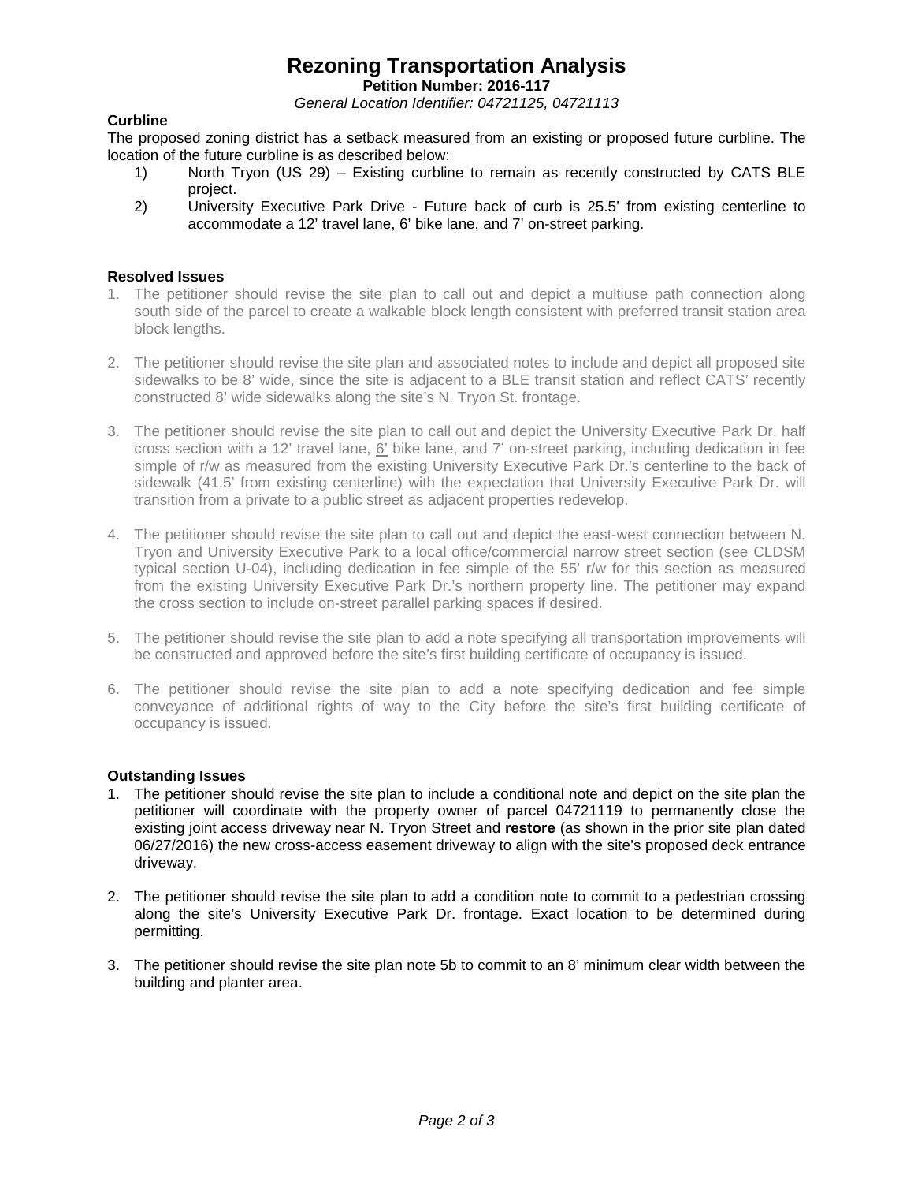# Rezoning Transportation Analysis

**Petition Number: 2016-117**

*General Location Identifier: 04721125, 04721113*

**Curbline**

The proposed zoning district has a setback measured from an existing or proposed future curbline. The location of the future curbline is as described below:

1) North Tryon (US 29) – Existing curbline to remain as recently constructed by CATS BLE project.
2) University Executive Park Drive - Future back of curb is 25.5' from existing centerline to accommodate a 12' travel lane, 6' bike lane, and 7' on-street parking.

**Resolved Issues**

1. The petitioner should revise the site plan to call out and depict a multiuse path connection along south side of the parcel to create a walkable block length consistent with preferred transit station area block lengths.

2. The petitioner should revise the site plan and associated notes to include and depict all proposed site sidewalks to be 8' wide, since the site is adjacent to a BLE transit station and reflect CATS' recently constructed 8' wide sidewalks along the site's N. Tryon St. frontage.

3. The petitioner should revise the site plan to call out and depict the University Executive Park Dr. half cross section with a 12' travel lane, 6' bike lane, and 7' on-street parking, including dedication in fee simple of r/w as measured from the existing University Executive Park Dr.'s centerline to the back of sidewalk (41.5' from existing centerline) with the expectation that University Executive Park Dr. will transition from a private to a public street as adjacent properties redevelop.

4. The petitioner should revise the site plan to call out and depict the east-west connection between N. Tryon and University Executive Park to a local office/commercial narrow street section (see CLDSM typical section U-04), including dedication in fee simple of the 55' r/w for this section as measured from the existing University Executive Park Dr.'s northern property line. The petitioner may expand the cross section to include on-street parallel parking spaces if desired.

5. The petitioner should revise the site plan to add a note specifying all transportation improvements will be constructed and approved before the site's first building certificate of occupancy is issued.

6. The petitioner should revise the site plan to add a note specifying dedication and fee simple conveyance of additional rights of way to the City before the site's first building certificate of occupancy is issued.

**Outstanding Issues**

1. The petitioner should revise the site plan to include a conditional note and depict on the site plan the petitioner will coordinate with the property owner of parcel 04721119 to permanently close the existing joint access driveway near N. Tryon Street and **restore** (as shown in the prior site plan dated 06/27/2016) the new cross-access easement driveway to align with the site's proposed deck entrance driveway.

2. The petitioner should revise the site plan to add a condition note to commit to a pedestrian crossing along the site's University Executive Park Dr. frontage. Exact location to be determined during permitting.

3. The petitioner should revise the site plan note 5b to commit to an 8' minimum clear width between the building and planter area.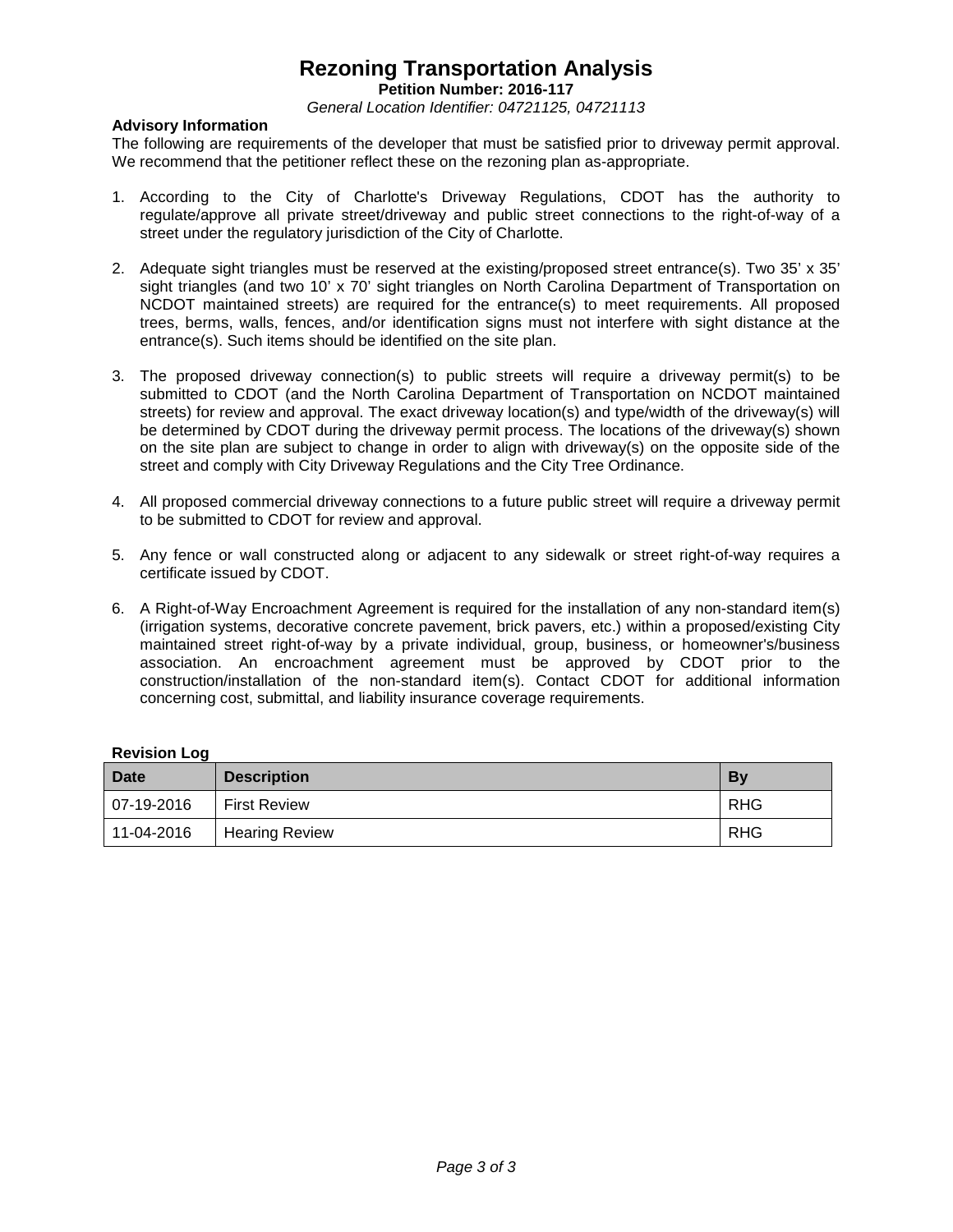# Rezoning Transportation Analysis

**Petition Number: 2016-117**

*General Location Identifier: 04721125, 04721113*

**Advisory Information**

The following are requirements of the developer that must be satisfied prior to driveway permit approval. We recommend that the petitioner reflect these on the rezoning plan as-appropriate.

1. According to the City of Charlotte's Driveway Regulations, CDOT has the authority to regulate/approve all private street/driveway and public street connections to the right-of-way of a street under the regulatory jurisdiction of the City of Charlotte.

2. Adequate sight triangles must be reserved at the existing/proposed street entrance(s). Two 35' x 35' sight triangles (and two 10' x 70' sight triangles on North Carolina Department of Transportation on NCDOT maintained streets) are required for the entrance(s) to meet requirements. All proposed trees, berms, walls, fences, and/or identification signs must not interfere with sight distance at the entrance(s). Such items should be identified on the site plan.

3. The proposed driveway connection(s) to public streets will require a driveway permit(s) to be submitted to CDOT (and the North Carolina Department of Transportation on NCDOT maintained streets) for review and approval. The exact driveway location(s) and type/width of the driveway(s) will be determined by CDOT during the driveway permit process. The locations of the driveway(s) shown on the site plan are subject to change in order to align with driveway(s) on the opposite side of the street and comply with City Driveway Regulations and the City Tree Ordinance.

4. All proposed commercial driveway connections to a future public street will require a driveway permit to be submitted to CDOT for review and approval.

5. Any fence or wall constructed along or adjacent to any sidewalk or street right-of-way requires a certificate issued by CDOT.

6. A Right-of-Way Encroachment Agreement is required for the installation of any non-standard item(s) (irrigation systems, decorative concrete pavement, brick pavers, etc.) within a proposed/existing City maintained street right-of-way by a private individual, group, business, or homeowner's/business association. An encroachment agreement must be approved by CDOT prior to the construction/installation of the non-standard item(s). Contact CDOT for additional information concerning cost, submittal, and liability insurance coverage requirements.

**Revision Log**

| Date | Description | By |
|---|---|---|
| 07-19-2016 | First Review | RHG |
| 11-04-2016 | Hearing Review | RHG |